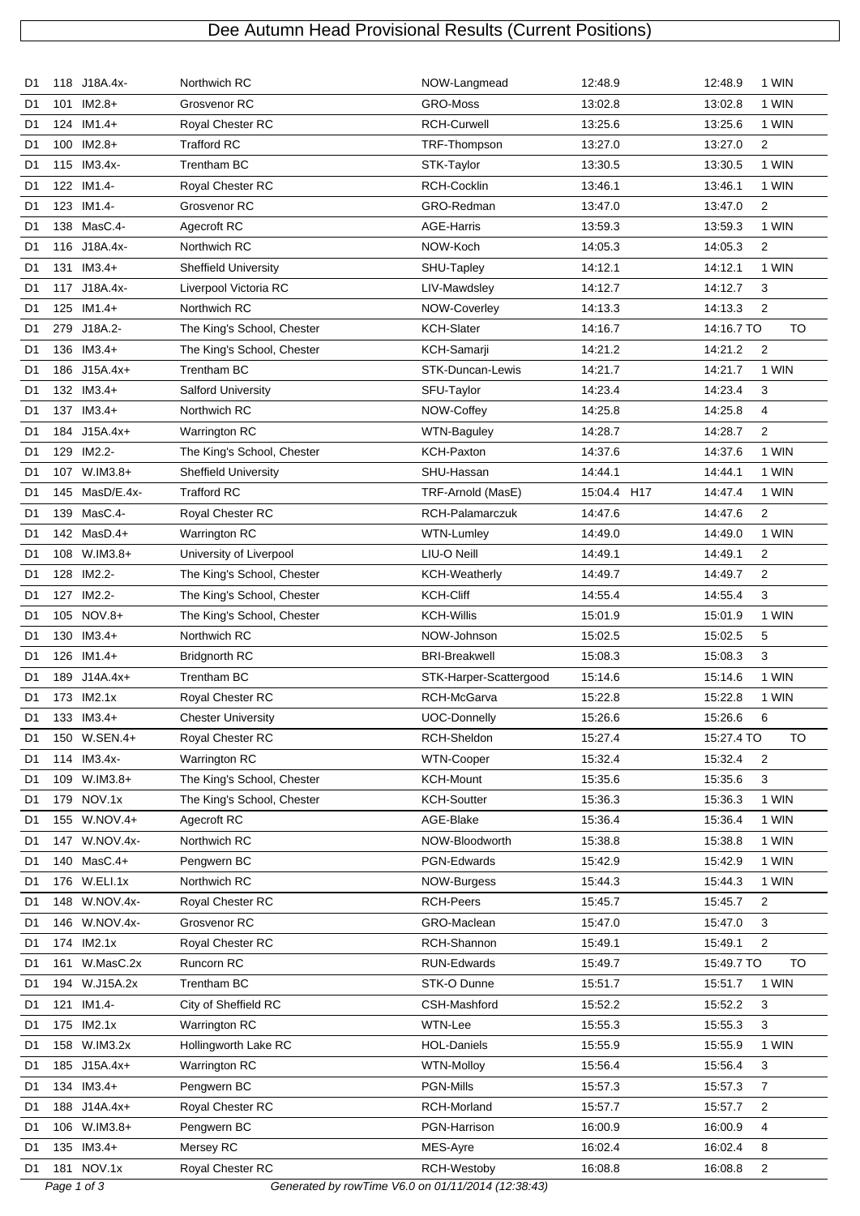# Dee Autumn Head Provisional Results (Current Positions)

| | | | | | | | |
|---|---|---|---|---|---|---|---|
| D1 | 118 | J18A.4x- | Northwich RC | NOW-Langmead | 12:48.9 | 12:48.9 | 1 WIN |
| D1 | 101 | IM2.8+ | Grosvenor RC | GRO-Moss | 13:02.8 | 13:02.8 | 1 WIN |
| D1 | 124 | IM1.4+ | Royal Chester RC | RCH-Curwell | 13:25.6 | 13:25.6 | 1 WIN |
| D1 | 100 | IM2.8+ | Trafford RC | TRF-Thompson | 13:27.0 | 13:27.0 | 2 |
| D1 | 115 | IM3.4x- | Trentham BC | STK-Taylor | 13:30.5 | 13:30.5 | 1 WIN |
| D1 | 122 | IM1.4- | Royal Chester RC | RCH-Cocklin | 13:46.1 | 13:46.1 | 1 WIN |
| D1 | 123 | IM1.4- | Grosvenor RC | GRO-Redman | 13:47.0 | 13:47.0 | 2 |
| D1 | 138 | MasC.4- | Agecroft RC | AGE-Harris | 13:59.3 | 13:59.3 | 1 WIN |
| D1 | 116 | J18A.4x- | Northwich RC | NOW-Koch | 14:05.3 | 14:05.3 | 2 |
| D1 | 131 | IM3.4+ | Sheffield University | SHU-Tapley | 14:12.1 | 14:12.1 | 1 WIN |
| D1 | 117 | J18A.4x- | Liverpool Victoria RC | LIV-Mawdsley | 14:12.7 | 14:12.7 | 3 |
| D1 | 125 | IM1.4+ | Northwich RC | NOW-Coverley | 14:13.3 | 14:13.3 | 2 |
| D1 | 279 | J18A.2- | The King's School, Chester | KCH-Slater | 14:16.7 | 14:16.7 TO | TO |
| D1 | 136 | IM3.4+ | The King's School, Chester | KCH-Samarji | 14:21.2 | 14:21.2 | 2 |
| D1 | 186 | J15A.4x+ | Trentham BC | STK-Duncan-Lewis | 14:21.7 | 14:21.7 | 1 WIN |
| D1 | 132 | IM3.4+ | Salford University | SFU-Taylor | 14:23.4 | 14:23.4 | 3 |
| D1 | 137 | IM3.4+ | Northwich RC | NOW-Coffey | 14:25.8 | 14:25.8 | 4 |
| D1 | 184 | J15A.4x+ | Warrington RC | WTN-Baguley | 14:28.7 | 14:28.7 | 2 |
| D1 | 129 | IM2.2- | The King's School, Chester | KCH-Paxton | 14:37.6 | 14:37.6 | 1 WIN |
| D1 | 107 | W.IM3.8+ | Sheffield University | SHU-Hassan | 14:44.1 | 14:44.1 | 1 WIN |
| D1 | 145 | MasD/E.4x- | Trafford RC | TRF-Arnold (MasE) | 15:04.4 H17 | 14:47.4 | 1 WIN |
| D1 | 139 | MasC.4- | Royal Chester RC | RCH-Palamarczuk | 14:47.6 | 14:47.6 | 2 |
| D1 | 142 | MasD.4+ | Warrington RC | WTN-Lumley | 14:49.0 | 14:49.0 | 1 WIN |
| D1 | 108 | W.IM3.8+ | University of Liverpool | LIU-O Neill | 14:49.1 | 14:49.1 | 2 |
| D1 | 128 | IM2.2- | The King's School, Chester | KCH-Weatherly | 14:49.7 | 14:49.7 | 2 |
| D1 | 127 | IM2.2- | The King's School, Chester | KCH-Cliff | 14:55.4 | 14:55.4 | 3 |
| D1 | 105 | NOV.8+ | The King's School, Chester | KCH-Willis | 15:01.9 | 15:01.9 | 1 WIN |
| D1 | 130 | IM3.4+ | Northwich RC | NOW-Johnson | 15:02.5 | 15:02.5 | 5 |
| D1 | 126 | IM1.4+ | Bridgnorth RC | BRI-Breakwell | 15:08.3 | 15:08.3 | 3 |
| D1 | 189 | J14A.4x+ | Trentham BC | STK-Harper-Scattergood | 15:14.6 | 15:14.6 | 1 WIN |
| D1 | 173 | IM2.1x | Royal Chester RC | RCH-McGarva | 15:22.8 | 15:22.8 | 1 WIN |
| D1 | 133 | IM3.4+ | Chester University | UOC-Donnelly | 15:26.6 | 15:26.6 | 6 |
| D1 | 150 | W.SEN.4+ | Royal Chester RC | RCH-Sheldon | 15:27.4 | 15:27.4 TO | TO |
| D1 | 114 | IM3.4x- | Warrington RC | WTN-Cooper | 15:32.4 | 15:32.4 | 2 |
| D1 | 109 | W.IM3.8+ | The King's School, Chester | KCH-Mount | 15:35.6 | 15:35.6 | 3 |
| D1 | 179 | NOV.1x | The King's School, Chester | KCH-Soutter | 15:36.3 | 15:36.3 | 1 WIN |
| D1 | 155 | W.NOV.4+ | Agecroft RC | AGE-Blake | 15:36.4 | 15:36.4 | 1 WIN |
| D1 | 147 | W.NOV.4x- | Northwich RC | NOW-Bloodworth | 15:38.8 | 15:38.8 | 1 WIN |
| D1 | 140 | MasC.4+ | Pengwern BC | PGN-Edwards | 15:42.9 | 15:42.9 | 1 WIN |
| D1 | 176 | W.ELI.1x | Northwich RC | NOW-Burgess | 15:44.3 | 15:44.3 | 1 WIN |
| D1 | 148 | W.NOV.4x- | Royal Chester RC | RCH-Peers | 15:45.7 | 15:45.7 | 2 |
| D1 | 146 | W.NOV.4x- | Grosvenor RC | GRO-Maclean | 15:47.0 | 15:47.0 | 3 |
| D1 | 174 | IM2.1x | Royal Chester RC | RCH-Shannon | 15:49.1 | 15:49.1 | 2 |
| D1 | 161 | W.MasC.2x | Runcorn RC | RUN-Edwards | 15:49.7 | 15:49.7 TO | TO |
| D1 | 194 | W.J15A.2x | Trentham BC | STK-O Dunne | 15:51.7 | 15:51.7 | 1 WIN |
| D1 | 121 | IM1.4- | City of Sheffield RC | CSH-Mashford | 15:52.2 | 15:52.2 | 3 |
| D1 | 175 | IM2.1x | Warrington RC | WTN-Lee | 15:55.3 | 15:55.3 | 3 |
| D1 | 158 | W.IM3.2x | Hollingworth Lake RC | HOL-Daniels | 15:55.9 | 15:55.9 | 1 WIN |
| D1 | 185 | J15A.4x+ | Warrington RC | WTN-Molloy | 15:56.4 | 15:56.4 | 3 |
| D1 | 134 | IM3.4+ | Pengwern BC | PGN-Mills | 15:57.3 | 15:57.3 | 7 |
| D1 | 188 | J14A.4x+ | Royal Chester RC | RCH-Morland | 15:57.7 | 15:57.7 | 2 |
| D1 | 106 | W.IM3.8+ | Pengwern BC | PGN-Harrison | 16:00.9 | 16:00.9 | 4 |
| D1 | 135 | IM3.4+ | Mersey RC | MES-Ayre | 16:02.4 | 16:02.4 | 8 |
| D1 | 181 | NOV.1x | Royal Chester RC | RCH-Westoby | 16:08.8 | 16:08.8 | 2 |

*Generated by rowTime V6.0 on 01/11/2014 (12:38:43)*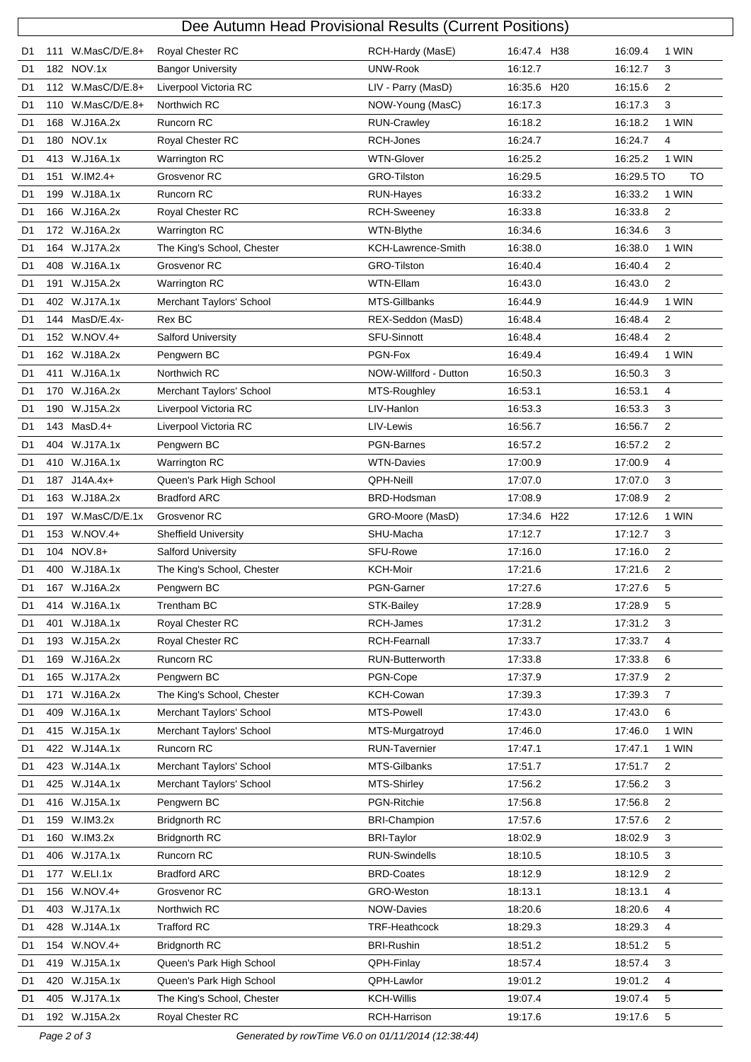# Dee Autumn Head Provisional Results (Current Positions)

| Div | No. | Event | Club | Crew | Time | Handicap | Adj. Time | Pos |
|---|---|---|---|---|---|---|---|---|
| D1 | 111 | W.MasC/D/E.8+ | Royal Chester RC | RCH-Hardy (MasE) | 16:47.4 | H38 | 16:09.4 | 1 WIN |
| D1 | 182 | NOV.1x | Bangor University | UNW-Rook | 16:12.7 | | 16:12.7 | 3 |
| D1 | 112 | W.MasC/D/E.8+ | Liverpool Victoria RC | LIV - Parry (MasD) | 16:35.6 | H20 | 16:15.6 | 2 |
| D1 | 110 | W.MasC/D/E.8+ | Northwich RC | NOW-Young (MasC) | 16:17.3 | | 16:17.3 | 3 |
| D1 | 168 | W.J16A.2x | Runcorn RC | RUN-Crawley | 16:18.2 | | 16:18.2 | 1 WIN |
| D1 | 180 | NOV.1x | Royal Chester RC | RCH-Jones | 16:24.7 | | 16:24.7 | 4 |
| D1 | 413 | W.J16A.1x | Warrington RC | WTN-Glover | 16:25.2 | | 16:25.2 | 1 WIN |
| D1 | 151 | W.IM2.4+ | Grosvenor RC | GRO-Tilston | 16:29.5 | | 16:29.5 TO | TO |
| D1 | 199 | W.J18A.1x | Runcorn RC | RUN-Hayes | 16:33.2 | | 16:33.2 | 1 WIN |
| D1 | 166 | W.J16A.2x | Royal Chester RC | RCH-Sweeney | 16:33.8 | | 16:33.8 | 2 |
| D1 | 172 | W.J16A.2x | Warrington RC | WTN-Blythe | 16:34.6 | | 16:34.6 | 3 |
| D1 | 164 | W.J17A.2x | The King's School, Chester | KCH-Lawrence-Smith | 16:38.0 | | 16:38.0 | 1 WIN |
| D1 | 408 | W.J16A.1x | Grosvenor RC | GRO-Tilston | 16:40.4 | | 16:40.4 | 2 |
| D1 | 191 | W.J15A.2x | Warrington RC | WTN-Ellam | 16:43.0 | | 16:43.0 | 2 |
| D1 | 402 | W.J17A.1x | Merchant Taylors' School | MTS-Gillbanks | 16:44.9 | | 16:44.9 | 1 WIN |
| D1 | 144 | MasD/E.4x- | Rex BC | REX-Seddon (MasD) | 16:48.4 | | 16:48.4 | 2 |
| D1 | 152 | W.NOV.4+ | Salford University | SFU-Sinnott | 16:48.4 | | 16:48.4 | 2 |
| D1 | 162 | W.J18A.2x | Pengwern BC | PGN-Fox | 16:49.4 | | 16:49.4 | 1 WIN |
| D1 | 411 | W.J16A.1x | Northwich RC | NOW-Willford - Dutton | 16:50.3 | | 16:50.3 | 3 |
| D1 | 170 | W.J16A.2x | Merchant Taylors' School | MTS-Roughley | 16:53.1 | | 16:53.1 | 4 |
| D1 | 190 | W.J15A.2x | Liverpool Victoria RC | LIV-Hanlon | 16:53.3 | | 16:53.3 | 3 |
| D1 | 143 | MasD.4+ | Liverpool Victoria RC | LIV-Lewis | 16:56.7 | | 16:56.7 | 2 |
| D1 | 404 | W.J17A.1x | Pengwern BC | PGN-Barnes | 16:57.2 | | 16:57.2 | 2 |
| D1 | 410 | W.J16A.1x | Warrington RC | WTN-Davies | 17:00.9 | | 17:00.9 | 4 |
| D1 | 187 | J14A.4x+ | Queen's Park High School | QPH-Neill | 17:07.0 | | 17:07.0 | 3 |
| D1 | 163 | W.J18A.2x | Bradford ARC | BRD-Hodsman | 17:08.9 | | 17:08.9 | 2 |
| D1 | 197 | W.MasC/D/E.1x | Grosvenor RC | GRO-Moore (MasD) | 17:34.6 | H22 | 17:12.6 | 1 WIN |
| D1 | 153 | W.NOV.4+ | Sheffield University | SHU-Macha | 17:12.7 | | 17:12.7 | 3 |
| D1 | 104 | NOV.8+ | Salford University | SFU-Rowe | 17:16.0 | | 17:16.0 | 2 |
| D1 | 400 | W.J18A.1x | The King's School, Chester | KCH-Moir | 17:21.6 | | 17:21.6 | 2 |
| D1 | 167 | W.J16A.2x | Pengwern BC | PGN-Garner | 17:27.6 | | 17:27.6 | 5 |
| D1 | 414 | W.J16A.1x | Trentham BC | STK-Bailey | 17:28.9 | | 17:28.9 | 5 |
| D1 | 401 | W.J18A.1x | Royal Chester RC | RCH-James | 17:31.2 | | 17:31.2 | 3 |
| D1 | 193 | W.J15A.2x | Royal Chester RC | RCH-Fearnall | 17:33.7 | | 17:33.7 | 4 |
| D1 | 169 | W.J16A.2x | Runcorn RC | RUN-Butterworth | 17:33.8 | | 17:33.8 | 6 |
| D1 | 165 | W.J17A.2x | Pengwern BC | PGN-Cope | 17:37.9 | | 17:37.9 | 2 |
| D1 | 171 | W.J16A.2x | The King's School, Chester | KCH-Cowan | 17:39.3 | | 17:39.3 | 7 |
| D1 | 409 | W.J16A.1x | Merchant Taylors' School | MTS-Powell | 17:43.0 | | 17:43.0 | 6 |
| D1 | 415 | W.J15A.1x | Merchant Taylors' School | MTS-Murgatroyd | 17:46.0 | | 17:46.0 | 1 WIN |
| D1 | 422 | W.J14A.1x | Runcorn RC | RUN-Tavernier | 17:47.1 | | 17:47.1 | 1 WIN |
| D1 | 423 | W.J14A.1x | Merchant Taylors' School | MTS-Gilbanks | 17:51.7 | | 17:51.7 | 2 |
| D1 | 425 | W.J14A.1x | Merchant Taylors' School | MTS-Shirley | 17:56.2 | | 17:56.2 | 3 |
| D1 | 416 | W.J15A.1x | Pengwern BC | PGN-Ritchie | 17:56.8 | | 17:56.8 | 2 |
| D1 | 159 | W.IM3.2x | Bridgnorth RC | BRI-Champion | 17:57.6 | | 17:57.6 | 2 |
| D1 | 160 | W.IM3.2x | Bridgnorth RC | BRI-Taylor | 18:02.9 | | 18:02.9 | 3 |
| D1 | 406 | W.J17A.1x | Runcorn RC | RUN-Swindells | 18:10.5 | | 18:10.5 | 3 |
| D1 | 177 | W.ELI.1x | Bradford ARC | BRD-Coates | 18:12.9 | | 18:12.9 | 2 |
| D1 | 156 | W.NOV.4+ | Grosvenor RC | GRO-Weston | 18:13.1 | | 18:13.1 | 4 |
| D1 | 403 | W.J17A.1x | Northwich RC | NOW-Davies | 18:20.6 | | 18:20.6 | 4 |
| D1 | 428 | W.J14A.1x | Trafford RC | TRF-Heathcock | 18:29.3 | | 18:29.3 | 4 |
| D1 | 154 | W.NOV.4+ | Bridgnorth RC | BRI-Rushin | 18:51.2 | | 18:51.2 | 5 |
| D1 | 419 | W.J15A.1x | Queen's Park High School | QPH-Finlay | 18:57.4 | | 18:57.4 | 3 |
| D1 | 420 | W.J15A.1x | Queen's Park High School | QPH-Lawlor | 19:01.2 | | 19:01.2 | 4 |
| D1 | 405 | W.J17A.1x | The King's School, Chester | KCH-Willis | 19:07.4 | | 19:07.4 | 5 |
| D1 | 192 | W.J15A.2x | Royal Chester RC | RCH-Harrison | 19:17.6 | | 19:17.6 | 5 |

*Generated by rowTime V6.0 on 01/11/2014 (12:38:44)*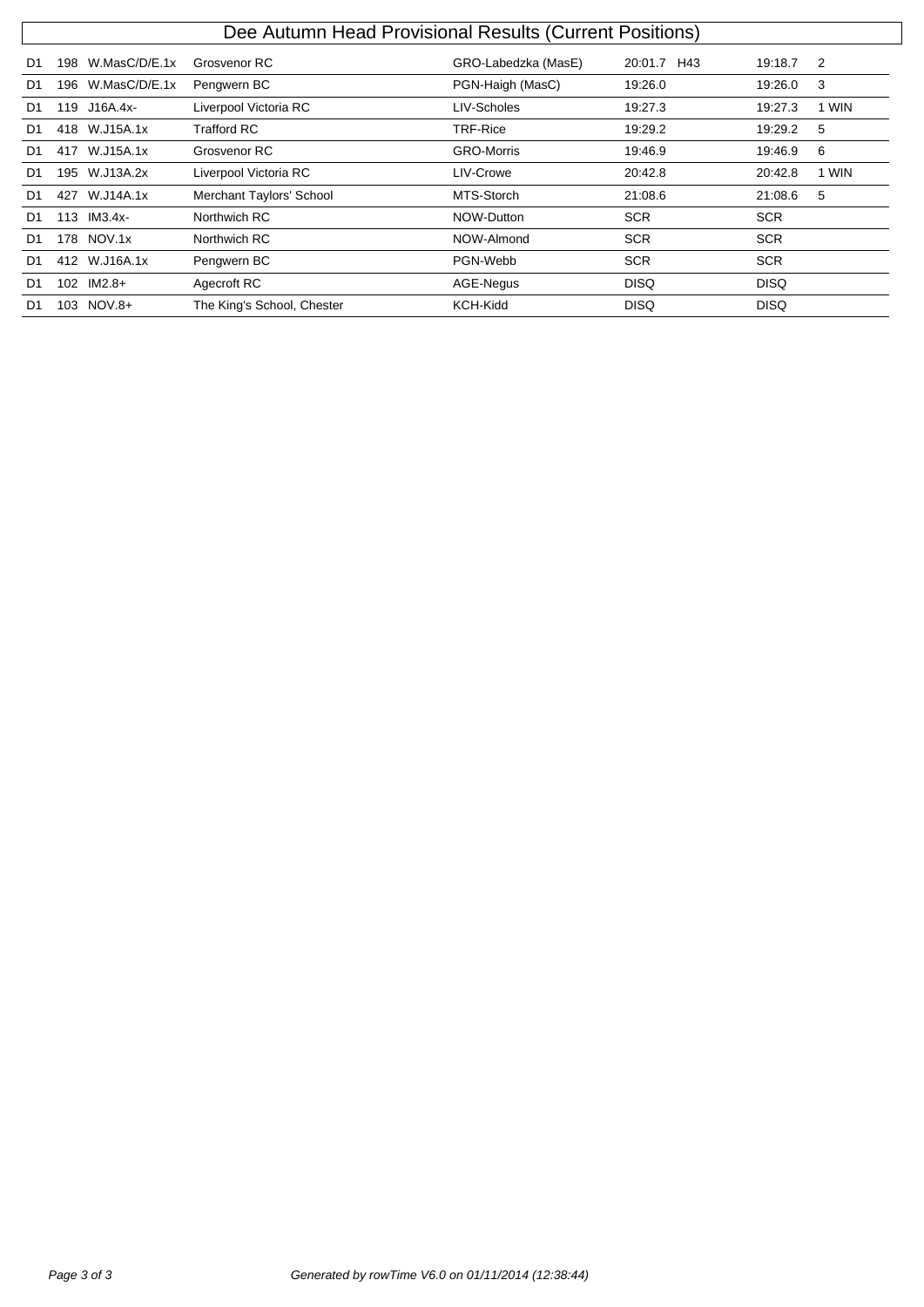# Dee Autumn Head Provisional Results (Current Positions)

| | | | | | | | |
|---|---|---|---|---|---|---|---|
| D1 | 198 | W.MasC/D/E.1x | Grosvenor RC | GRO-Labedzka (MasE) | 20:01.7 H43 | 19:18.7 | 2 |
| D1 | 196 | W.MasC/D/E.1x | Pengwern BC | PGN-Haigh (MasC) | 19:26.0 | 19:26.0 | 3 |
| D1 | 119 | J16A.4x- | Liverpool Victoria RC | LIV-Scholes | 19:27.3 | 19:27.3 | 1 WIN |
| D1 | 418 | W.J15A.1x | Trafford RC | TRF-Rice | 19:29.2 | 19:29.2 | 5 |
| D1 | 417 | W.J15A.1x | Grosvenor RC | GRO-Morris | 19:46.9 | 19:46.9 | 6 |
| D1 | 195 | W.J13A.2x | Liverpool Victoria RC | LIV-Crowe | 20:42.8 | 20:42.8 | 1 WIN |
| D1 | 427 | W.J14A.1x | Merchant Taylors' School | MTS-Storch | 21:08.6 | 21:08.6 | 5 |
| D1 | 113 | IM3.4x- | Northwich RC | NOW-Dutton | SCR | SCR | |
| D1 | 178 | NOV.1x | Northwich RC | NOW-Almond | SCR | SCR | |
| D1 | 412 | W.J16A.1x | Pengwern BC | PGN-Webb | SCR | SCR | |
| D1 | 102 | IM2.8+ | Agecroft RC | AGE-Negus | DISQ | DISQ | |
| D1 | 103 | NOV.8+ | The King's School, Chester | KCH-Kidd | DISQ | DISQ | |

*Generated by rowTime V6.0 on 01/11/2014 (12:38:44)*